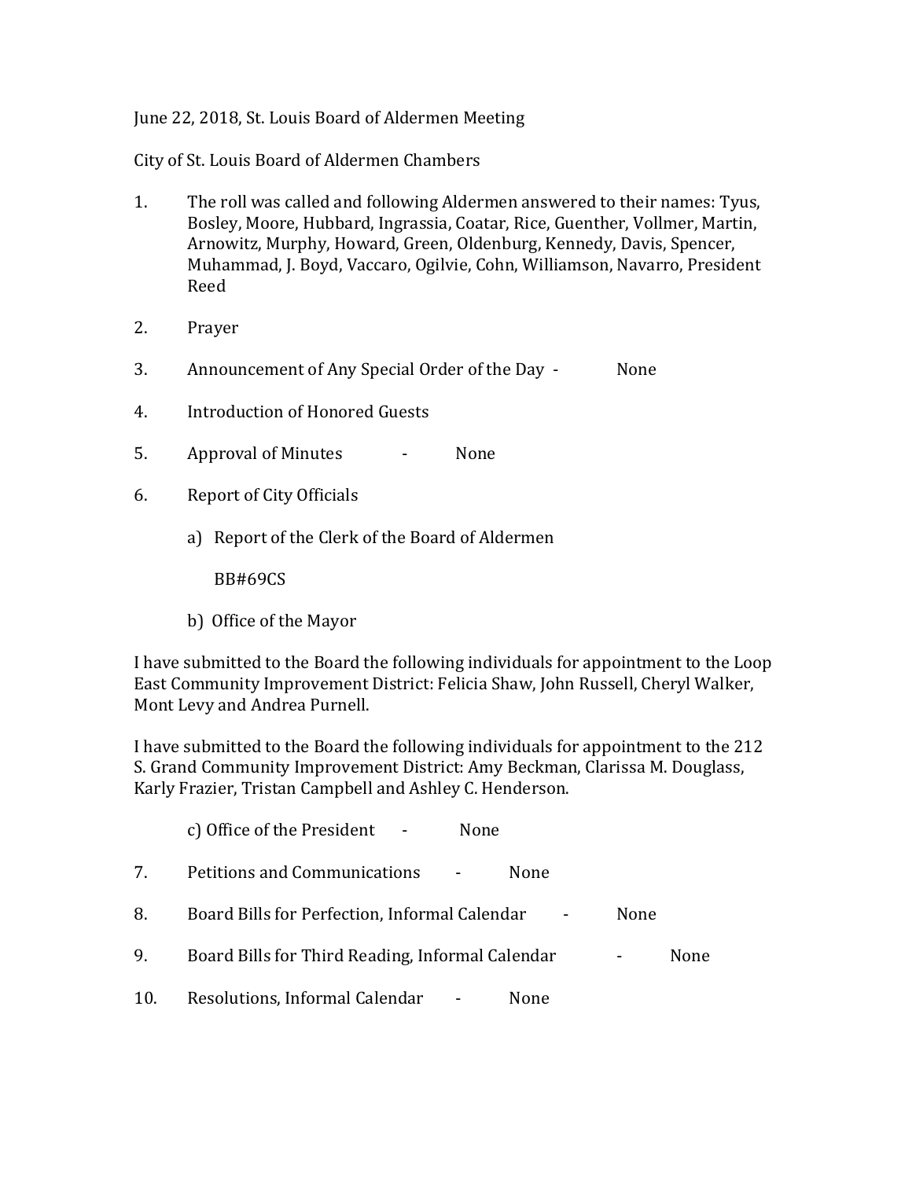June 22, 2018, St. Louis Board of Aldermen Meeting

City of St. Louis Board of Aldermen Chambers

1. The roll was called and following Aldermen answered to their names: Tyus, Bosley, Moore, Hubbard, Ingrassia, Coatar, Rice, Guenther, Vollmer, Martin, Arnowitz, Murphy, Howard, Green, Oldenburg, Kennedy, Davis, Spencer, Muhammad, J. Boyd, Vaccaro, Ogilvie, Cohn, Williamson, Navarro, President Reed

2. Prayer

3. Announcement of Any Special Order of the Day - None

4. Introduction of Honored Guests

5. Approval of Minutes - None

6. Report of City Officials

   a) Report of the Clerk of the Board of Aldermen

      BB#69CS

   b) Office of the Mayor

I have submitted to the Board the following individuals for appointment to the Loop East Community Improvement District: Felicia Shaw, John Russell, Cheryl Walker, Mont Levy and Andrea Purnell.

I have submitted to the Board the following individuals for appointment to the 212 S. Grand Community Improvement District: Amy Beckman, Clarissa M. Douglass, Karly Frazier, Tristan Campbell and Ashley C. Henderson.

   c) Office of the President - None

7. Petitions and Communications - None

8. Board Bills for Perfection, Informal Calendar - None

9. Board Bills for Third Reading, Informal Calendar - None

10. Resolutions, Informal Calendar - None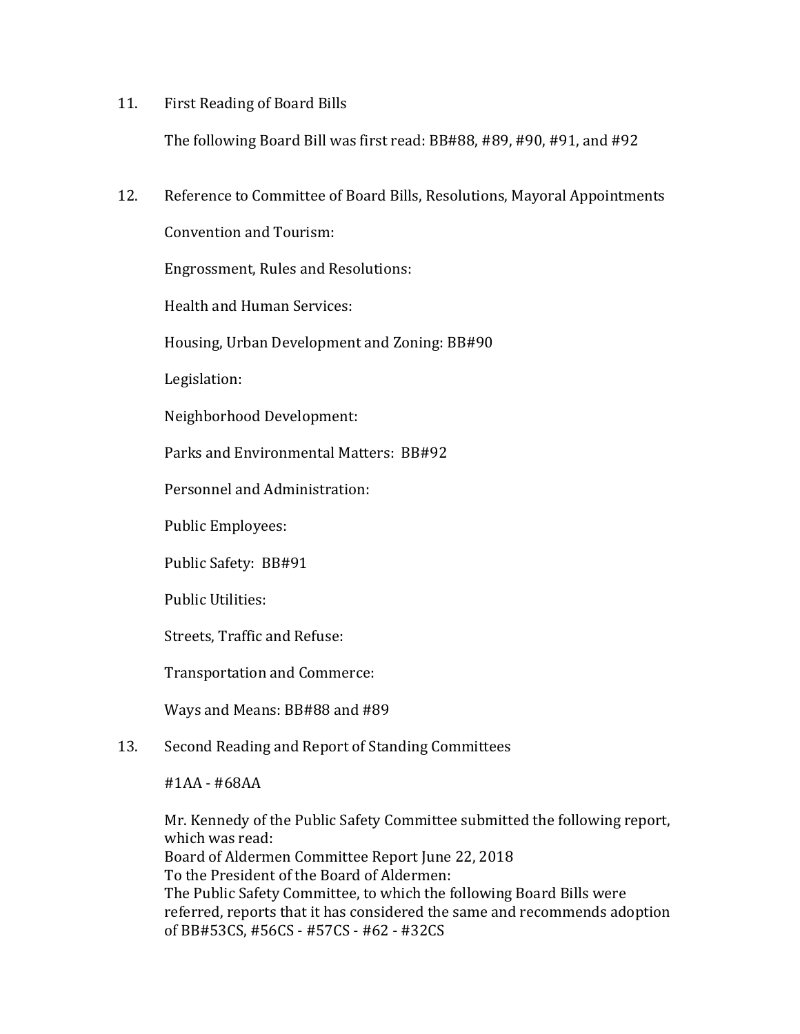11. First Reading of Board Bills

    The following Board Bill was first read: BB#88, #89, #90, #91, and #92

12. Reference to Committee of Board Bills, Resolutions, Mayoral Appointments

    Convention and Tourism:

    Engrossment, Rules and Resolutions:

    Health and Human Services:

    Housing, Urban Development and Zoning: BB#90

    Legislation:

    Neighborhood Development:

    Parks and Environmental Matters: BB#92

    Personnel and Administration:

    Public Employees:

    Public Safety: BB#91

    Public Utilities:

    Streets, Traffic and Refuse:

    Transportation and Commerce:

    Ways and Means: BB#88 and #89

13. Second Reading and Report of Standing Committees

    #1AA - #68AA

    Mr. Kennedy of the Public Safety Committee submitted the following report, which was read:
    Board of Aldermen Committee Report June 22, 2018
    To the President of the Board of Aldermen:
    The Public Safety Committee, to which the following Board Bills were referred, reports that it has considered the same and recommends adoption of BB#53CS, #56CS - #57CS - #62 - #32CS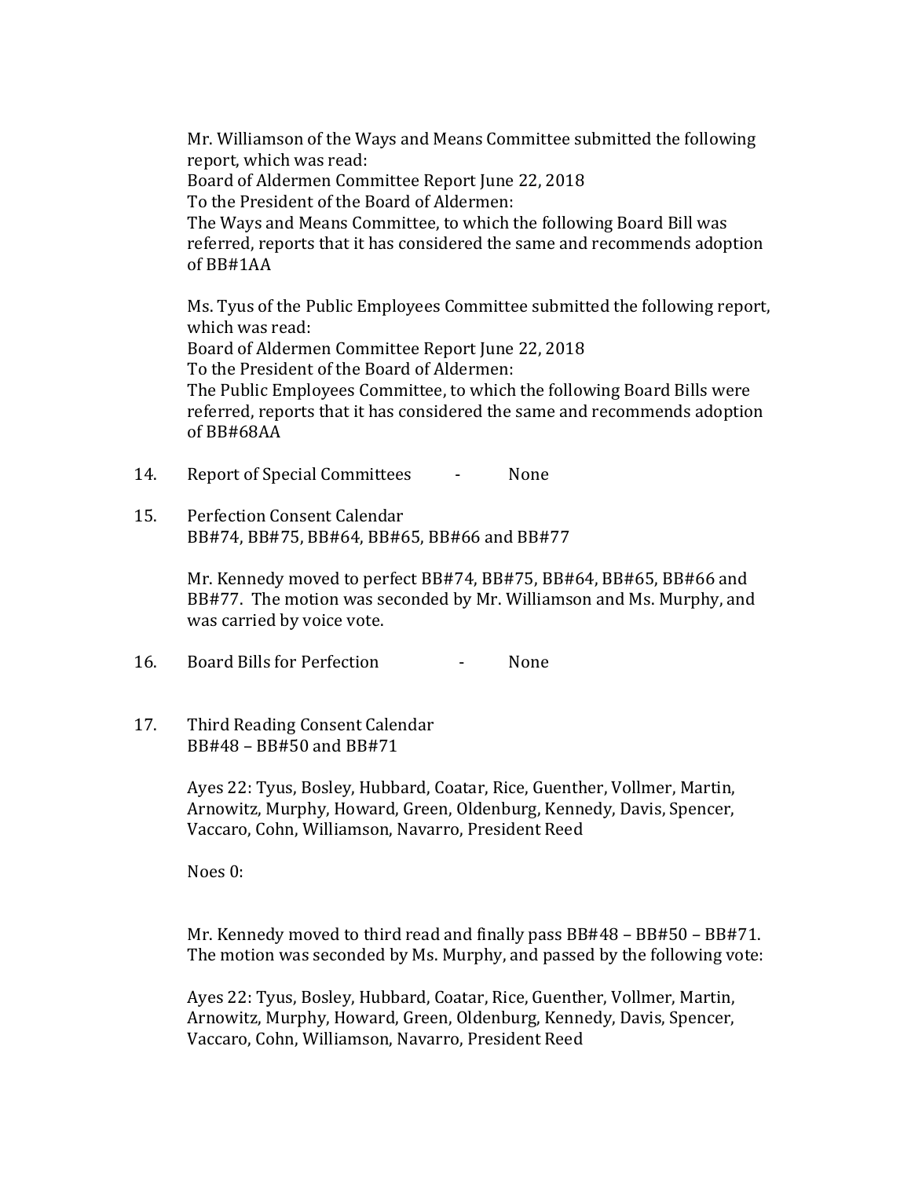Mr. Williamson of the Ways and Means Committee submitted the following report, which was read:
Board of Aldermen Committee Report June 22, 2018
To the President of the Board of Aldermen:
The Ways and Means Committee, to which the following Board Bill was referred, reports that it has considered the same and recommends adoption of BB#1AA

Ms. Tyus of the Public Employees Committee submitted the following report, which was read:
Board of Aldermen Committee Report June 22, 2018
To the President of the Board of Aldermen:
The Public Employees Committee, to which the following Board Bills were referred, reports that it has considered the same and recommends adoption of BB#68AA

14. Report of Special Committees - None

15. Perfection Consent Calendar
BB#74, BB#75, BB#64, BB#65, BB#66 and BB#77

Mr. Kennedy moved to perfect BB#74, BB#75, BB#64, BB#65, BB#66 and BB#77. The motion was seconded by Mr. Williamson and Ms. Murphy, and was carried by voice vote.

16. Board Bills for Perfection - None

17. Third Reading Consent Calendar
BB#48 – BB#50 and BB#71

Ayes 22: Tyus, Bosley, Hubbard, Coatar, Rice, Guenther, Vollmer, Martin, Arnowitz, Murphy, Howard, Green, Oldenburg, Kennedy, Davis, Spencer, Vaccaro, Cohn, Williamson, Navarro, President Reed

Noes 0:

Mr. Kennedy moved to third read and finally pass BB#48 – BB#50 – BB#71. The motion was seconded by Ms. Murphy, and passed by the following vote:

Ayes 22: Tyus, Bosley, Hubbard, Coatar, Rice, Guenther, Vollmer, Martin, Arnowitz, Murphy, Howard, Green, Oldenburg, Kennedy, Davis, Spencer, Vaccaro, Cohn, Williamson, Navarro, President Reed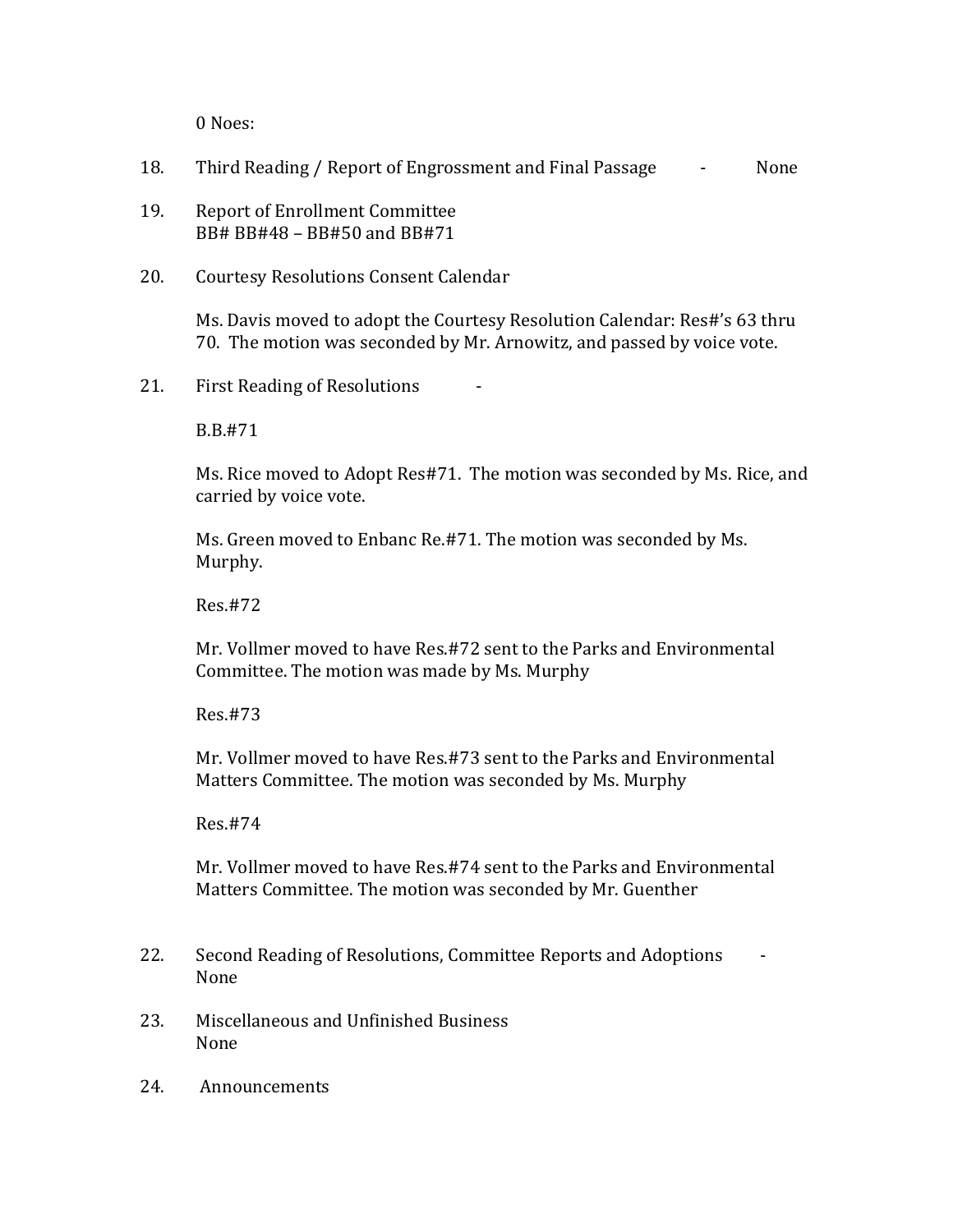0 Noes:

18. Third Reading / Report of Engrossment and Final Passage - None

19. Report of Enrollment Committee
    BB# BB#48 – BB#50 and BB#71

20. Courtesy Resolutions Consent Calendar

    Ms. Davis moved to adopt the Courtesy Resolution Calendar: Res#'s 63 thru 70. The motion was seconded by Mr. Arnowitz, and passed by voice vote.

21. First Reading of Resolutions -

    B.B.#71

    Ms. Rice moved to Adopt Res#71. The motion was seconded by Ms. Rice, and carried by voice vote.

    Ms. Green moved to Enbanc Re.#71. The motion was seconded by Ms. Murphy.

    Res.#72

    Mr. Vollmer moved to have Res.#72 sent to the Parks and Environmental Committee. The motion was made by Ms. Murphy

    Res.#73

    Mr. Vollmer moved to have Res.#73 sent to the Parks and Environmental Matters Committee. The motion was seconded by Ms. Murphy

    Res.#74

    Mr. Vollmer moved to have Res.#74 sent to the Parks and Environmental Matters Committee. The motion was seconded by Mr. Guenther

22. Second Reading of Resolutions, Committee Reports and Adoptions -
    None

23. Miscellaneous and Unfinished Business
    None

24. Announcements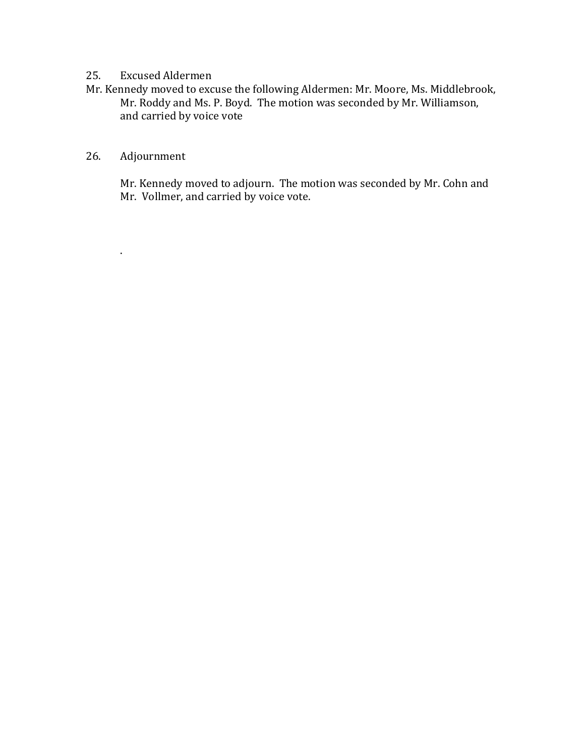25. Excused Aldermen

Mr. Kennedy moved to excuse the following Aldermen: Mr. Moore, Ms. Middlebrook, Mr. Roddy and Ms. P. Boyd. The motion was seconded by Mr. Williamson, and carried by voice vote

26. Adjournment

Mr. Kennedy moved to adjourn. The motion was seconded by Mr. Cohn and Mr. Vollmer, and carried by voice vote.

.